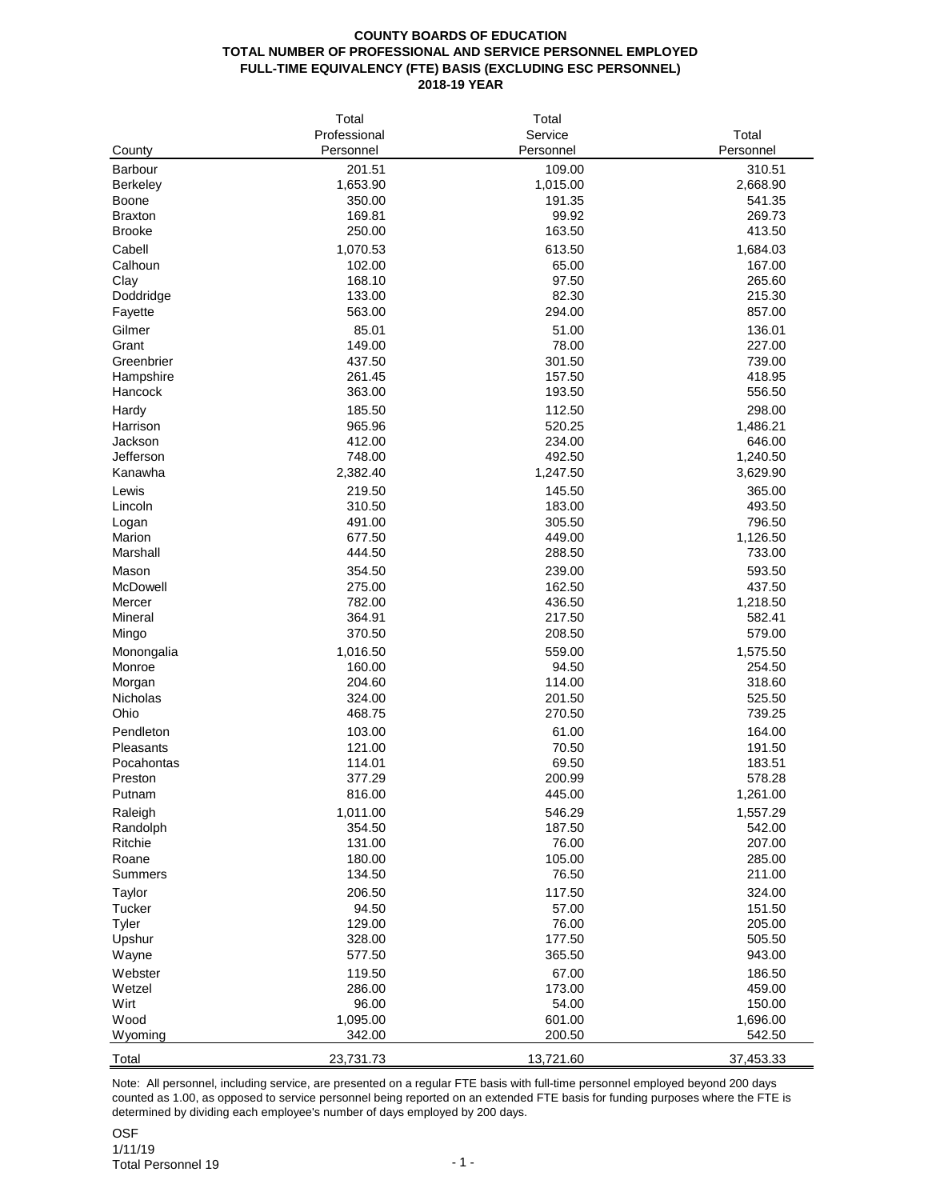# COUNTY BOARDS OF EDUCATION
## TOTAL NUMBER OF PROFESSIONAL AND SERVICE PERSONNEL EMPLOYED
## FULL-TIME EQUIVALENCY (FTE) BASIS (EXCLUDING ESC PERSONNEL)
## 2018-19 YEAR

| County | Total Professional Personnel | Total Service Personnel | Total Personnel |
|---|---|---|---|
| Barbour | 201.51 | 109.00 | 310.51 |
| Berkeley | 1,653.90 | 1,015.00 | 2,668.90 |
| Boone | 350.00 | 191.35 | 541.35 |
| Braxton | 169.81 | 99.92 | 269.73 |
| Brooke | 250.00 | 163.50 | 413.50 |
| Cabell | 1,070.53 | 613.50 | 1,684.03 |
| Calhoun | 102.00 | 65.00 | 167.00 |
| Clay | 168.10 | 97.50 | 265.60 |
| Doddridge | 133.00 | 82.30 | 215.30 |
| Fayette | 563.00 | 294.00 | 857.00 |
| Gilmer | 85.01 | 51.00 | 136.01 |
| Grant | 149.00 | 78.00 | 227.00 |
| Greenbrier | 437.50 | 301.50 | 739.00 |
| Hampshire | 261.45 | 157.50 | 418.95 |
| Hancock | 363.00 | 193.50 | 556.50 |
| Hardy | 185.50 | 112.50 | 298.00 |
| Harrison | 965.96 | 520.25 | 1,486.21 |
| Jackson | 412.00 | 234.00 | 646.00 |
| Jefferson | 748.00 | 492.50 | 1,240.50 |
| Kanawha | 2,382.40 | 1,247.50 | 3,629.90 |
| Lewis | 219.50 | 145.50 | 365.00 |
| Lincoln | 310.50 | 183.00 | 493.50 |
| Logan | 491.00 | 305.50 | 796.50 |
| Marion | 677.50 | 449.00 | 1,126.50 |
| Marshall | 444.50 | 288.50 | 733.00 |
| Mason | 354.50 | 239.00 | 593.50 |
| McDowell | 275.00 | 162.50 | 437.50 |
| Mercer | 782.00 | 436.50 | 1,218.50 |
| Mineral | 364.91 | 217.50 | 582.41 |
| Mingo | 370.50 | 208.50 | 579.00 |
| Monongalia | 1,016.50 | 559.00 | 1,575.50 |
| Monroe | 160.00 | 94.50 | 254.50 |
| Morgan | 204.60 | 114.00 | 318.60 |
| Nicholas | 324.00 | 201.50 | 525.50 |
| Ohio | 468.75 | 270.50 | 739.25 |
| Pendleton | 103.00 | 61.00 | 164.00 |
| Pleasants | 121.00 | 70.50 | 191.50 |
| Pocahontas | 114.01 | 69.50 | 183.51 |
| Preston | 377.29 | 200.99 | 578.28 |
| Putnam | 816.00 | 445.00 | 1,261.00 |
| Raleigh | 1,011.00 | 546.29 | 1,557.29 |
| Randolph | 354.50 | 187.50 | 542.00 |
| Ritchie | 131.00 | 76.00 | 207.00 |
| Roane | 180.00 | 105.00 | 285.00 |
| Summers | 134.50 | 76.50 | 211.00 |
| Taylor | 206.50 | 117.50 | 324.00 |
| Tucker | 94.50 | 57.00 | 151.50 |
| Tyler | 129.00 | 76.00 | 205.00 |
| Upshur | 328.00 | 177.50 | 505.50 |
| Wayne | 577.50 | 365.50 | 943.00 |
| Webster | 119.50 | 67.00 | 186.50 |
| Wetzel | 286.00 | 173.00 | 459.00 |
| Wirt | 96.00 | 54.00 | 150.00 |
| Wood | 1,095.00 | 601.00 | 1,696.00 |
| Wyoming | 342.00 | 200.50 | 542.50 |
| Total | 23,731.73 | 13,721.60 | 37,453.33 |

Note: All personnel, including service, are presented on a regular FTE basis with full-time personnel employed beyond 200 days counted as 1.00, as opposed to service personnel being reported on an extended FTE basis for funding purposes where the FTE is determined by dividing each employee's number of days employed by 200 days.

OSF
1/11/19
Total Personnel 19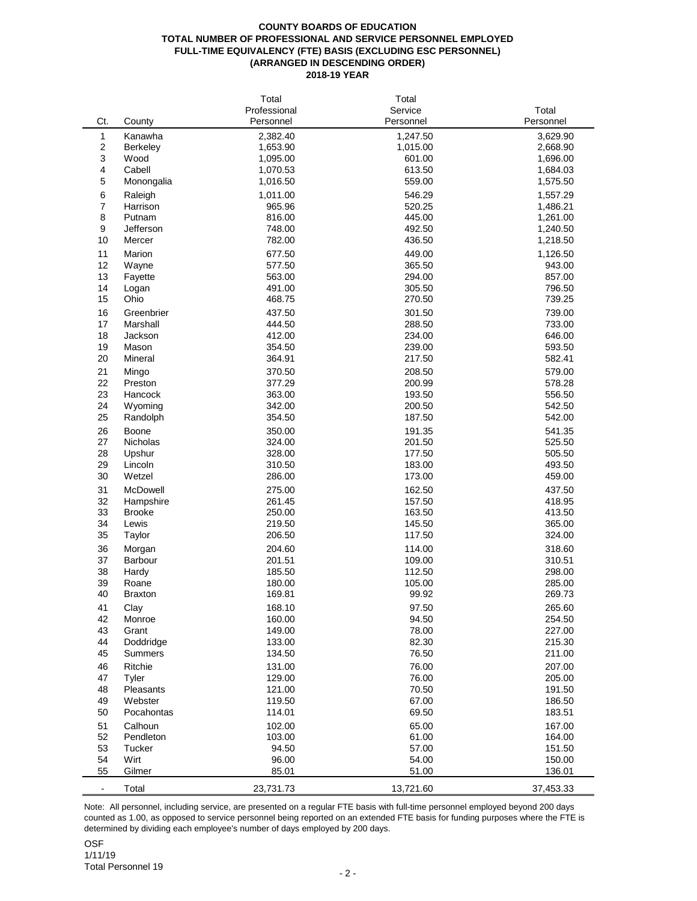**COUNTY BOARDS OF EDUCATION**
**TOTAL NUMBER OF PROFESSIONAL AND SERVICE PERSONNEL EMPLOYED**
**FULL-TIME EQUIVALENCY (FTE) BASIS (EXCLUDING ESC PERSONNEL)**
**(ARRANGED IN DESCENDING ORDER)**
**2018-19 YEAR**

| Ct. | County | Total Professional Personnel | Total Service Personnel | Total Personnel |
|---|---|---|---|---|
| 1 | Kanawha | 2,382.40 | 1,247.50 | 3,629.90 |
| 2 | Berkeley | 1,653.90 | 1,015.00 | 2,668.90 |
| 3 | Wood | 1,095.00 | 601.00 | 1,696.00 |
| 4 | Cabell | 1,070.53 | 613.50 | 1,684.03 |
| 5 | Monongalia | 1,016.50 | 559.00 | 1,575.50 |
| 6 | Raleigh | 1,011.00 | 546.29 | 1,557.29 |
| 7 | Harrison | 965.96 | 520.25 | 1,486.21 |
| 8 | Putnam | 816.00 | 445.00 | 1,261.00 |
| 9 | Jefferson | 748.00 | 492.50 | 1,240.50 |
| 10 | Mercer | 782.00 | 436.50 | 1,218.50 |
| 11 | Marion | 677.50 | 449.00 | 1,126.50 |
| 12 | Wayne | 577.50 | 365.50 | 943.00 |
| 13 | Fayette | 563.00 | 294.00 | 857.00 |
| 14 | Logan | 491.00 | 305.50 | 796.50 |
| 15 | Ohio | 468.75 | 270.50 | 739.25 |
| 16 | Greenbrier | 437.50 | 301.50 | 739.00 |
| 17 | Marshall | 444.50 | 288.50 | 733.00 |
| 18 | Jackson | 412.00 | 234.00 | 646.00 |
| 19 | Mason | 354.50 | 239.00 | 593.50 |
| 20 | Mineral | 364.91 | 217.50 | 582.41 |
| 21 | Mingo | 370.50 | 208.50 | 579.00 |
| 22 | Preston | 377.29 | 200.99 | 578.28 |
| 23 | Hancock | 363.00 | 193.50 | 556.50 |
| 24 | Wyoming | 342.00 | 200.50 | 542.50 |
| 25 | Randolph | 354.50 | 187.50 | 542.00 |
| 26 | Boone | 350.00 | 191.35 | 541.35 |
| 27 | Nicholas | 324.00 | 201.50 | 525.50 |
| 28 | Upshur | 328.00 | 177.50 | 505.50 |
| 29 | Lincoln | 310.50 | 183.00 | 493.50 |
| 30 | Wetzel | 286.00 | 173.00 | 459.00 |
| 31 | McDowell | 275.00 | 162.50 | 437.50 |
| 32 | Hampshire | 261.45 | 157.50 | 418.95 |
| 33 | Brooke | 250.00 | 163.50 | 413.50 |
| 34 | Lewis | 219.50 | 145.50 | 365.00 |
| 35 | Taylor | 206.50 | 117.50 | 324.00 |
| 36 | Morgan | 204.60 | 114.00 | 318.60 |
| 37 | Barbour | 201.51 | 109.00 | 310.51 |
| 38 | Hardy | 185.50 | 112.50 | 298.00 |
| 39 | Roane | 180.00 | 105.00 | 285.00 |
| 40 | Braxton | 169.81 | 99.92 | 269.73 |
| 41 | Clay | 168.10 | 97.50 | 265.60 |
| 42 | Monroe | 160.00 | 94.50 | 254.50 |
| 43 | Grant | 149.00 | 78.00 | 227.00 |
| 44 | Doddridge | 133.00 | 82.30 | 215.30 |
| 45 | Summers | 134.50 | 76.50 | 211.00 |
| 46 | Ritchie | 131.00 | 76.00 | 207.00 |
| 47 | Tyler | 129.00 | 76.00 | 205.00 |
| 48 | Pleasants | 121.00 | 70.50 | 191.50 |
| 49 | Webster | 119.50 | 67.00 | 186.50 |
| 50 | Pocahontas | 114.01 | 69.50 | 183.51 |
| 51 | Calhoun | 102.00 | 65.00 | 167.00 |
| 52 | Pendleton | 103.00 | 61.00 | 164.00 |
| 53 | Tucker | 94.50 | 57.00 | 151.50 |
| 54 | Wirt | 96.00 | 54.00 | 150.00 |
| 55 | Gilmer | 85.01 | 51.00 | 136.01 |
| - | Total | 23,731.73 | 13,721.60 | 37,453.33 |

Note: All personnel, including service, are presented on a regular FTE basis with full-time personnel employed beyond 200 days counted as 1.00, as opposed to service personnel being reported on an extended FTE basis for funding purposes where the FTE is determined by dividing each employee's number of days employed by 200 days.

OSF
1/11/19
Total Personnel 19